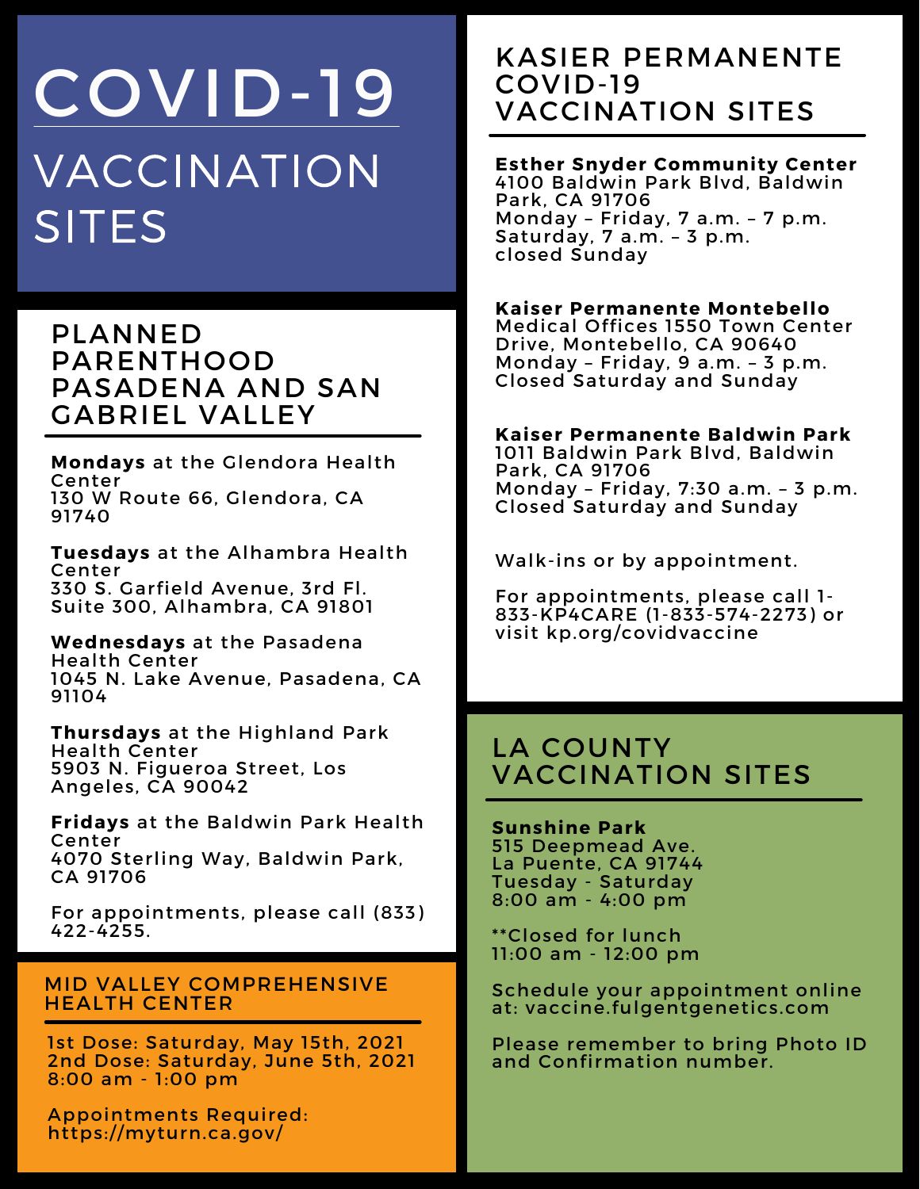# COVID-19

## VACCINATION SITES

## PLANNED PARENTHOOD PASADENA AND SAN GABRIEL VALLEY

**Mondays** at the Glendora Health Center
130 W Route 66, Glendora, CA 91740

**Tuesdays** at the Alhambra Health Center
330 S. Garfield Avenue, 3rd Fl. Suite 300, Alhambra, CA 91801

**Wednesdays** at the Pasadena Health Center
1045 N. Lake Avenue, Pasadena, CA 91104

**Thursdays** at the Highland Park Health Center
5903 N. Figueroa Street, Los Angeles, CA 90042

**Fridays** at the Baldwin Park Health Center
4070 Sterling Way, Baldwin Park, CA 91706

For appointments, please call (833) 422-4255.

## MID VALLEY COMPREHENSIVE HEALTH CENTER

1st Dose: Saturday, May 15th, 2021
2nd Dose: Saturday, June 5th, 2021
8:00 am - 1:00 pm

Appointments Required:
https://myturn.ca.gov/

## KASIER PERMANENTE COVID-19 VACCINATION SITES

**Esther Snyder Community Center**
4100 Baldwin Park Blvd, Baldwin Park, CA 91706
Monday – Friday, 7 a.m. – 7 p.m.
Saturday, 7 a.m. – 3 p.m.
closed Sunday

**Kaiser Permanente Montebello**
Medical Offices 1550 Town Center Drive, Montebello, CA 90640
Monday – Friday, 9 a.m. – 3 p.m.
Closed Saturday and Sunday

**Kaiser Permanente Baldwin Park**
1011 Baldwin Park Blvd, Baldwin Park, CA 91706
Monday – Friday, 7:30 a.m. – 3 p.m.
Closed Saturday and Sunday

Walk-ins or by appointment.

For appointments, please call 1-833-KP4CARE (1-833-574-2273) or visit kp.org/covidvaccine

## LA COUNTY VACCINATION SITES

**Sunshine Park**
515 Deepmead Ave.
La Puente, CA 91744
Tuesday - Saturday
8:00 am - 4:00 pm

**Closed for lunch
11:00 am - 12:00 pm

Schedule your appointment online at: vaccine.fulgentgenetics.com

Please remember to bring Photo ID and Confirmation number.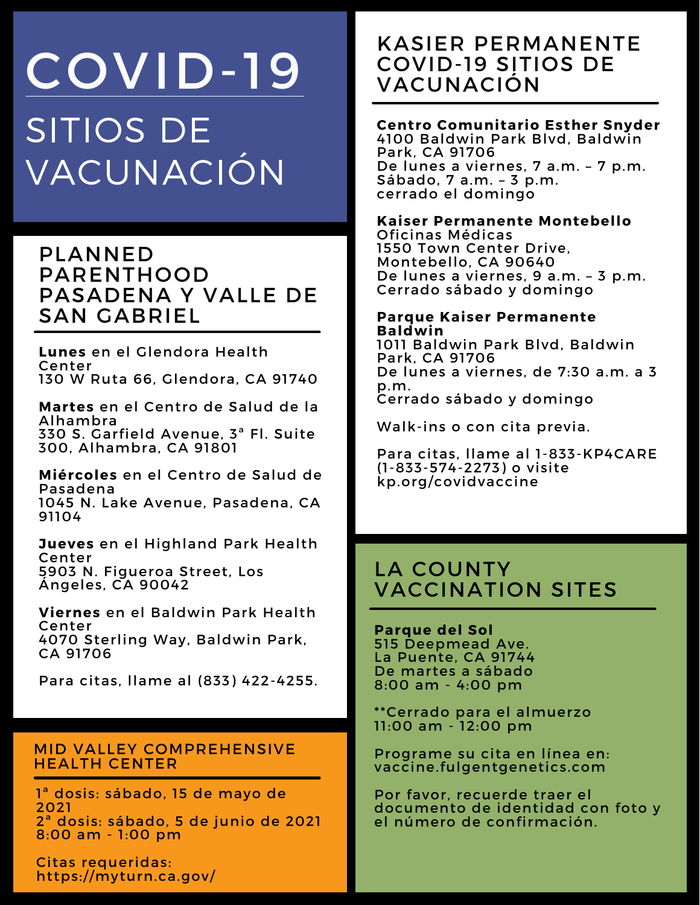# COVID-19

## SITIOS DE VACUNACIÓN

## PLANNED PARENTHOOD PASADENA Y VALLE DE SAN GABRIEL

**Lunes** en el Glendora Health Center
130 W Ruta 66, Glendora, CA 91740

**Martes** en el Centro de Salud de la Alhambra
330 S. Garfield Avenue, 3ª Fl. Suite 300, Alhambra, CA 91801

**Miércoles** en el Centro de Salud de Pasadena
1045 N. Lake Avenue, Pasadena, CA 91104

**Jueves** en el Highland Park Health Center
5903 N. Figueroa Street, Los Ángeles, CA 90042

**Viernes** en el Baldwin Park Health Center
4070 Sterling Way, Baldwin Park, CA 91706

Para citas, llame al (833) 422-4255.

## MID VALLEY COMPREHENSIVE HEALTH CENTER

1ª dosis: sábado, 15 de mayo de 2021
2ª dosis: sábado, 5 de junio de 2021
8:00 am - 1:00 pm

Citas requeridas:
https://myturn.ca.gov/

## KASIER PERMANENTE COVID-19 SITIOS DE VACUNACIÓN

**Centro Comunitario Esther Snyder**
4100 Baldwin Park Blvd, Baldwin Park, CA 91706
De lunes a viernes, 7 a.m. – 7 p.m.
Sábado, 7 a.m. – 3 p.m.
cerrado el domingo

**Kaiser Permanente Montebello**
Oficinas Médicas
1550 Town Center Drive, Montebello, CA 90640
De lunes a viernes, 9 a.m. – 3 p.m.
Cerrado sábado y domingo

**Parque Kaiser Permanente Baldwin**
1011 Baldwin Park Blvd, Baldwin Park, CA 91706
De lunes a viernes, de 7:30 a.m. a 3 p.m.
Cerrado sábado y domingo

Walk-ins o con cita previa.

Para citas, llame al 1-833-KP4CARE (1-833-574-2273) o visite kp.org/covidvaccine

## LA COUNTY VACCINATION SITES

**Parque del Sol**
515 Deepmead Ave.
La Puente, CA 91744
De martes a sábado
8:00 am - 4:00 pm

**Cerrado para el almuerzo
11:00 am - 12:00 pm

Programe su cita en línea en:
vaccine.fulgentgenetics.com

Por favor, recuerde traer el documento de identidad con foto y el número de confirmación.